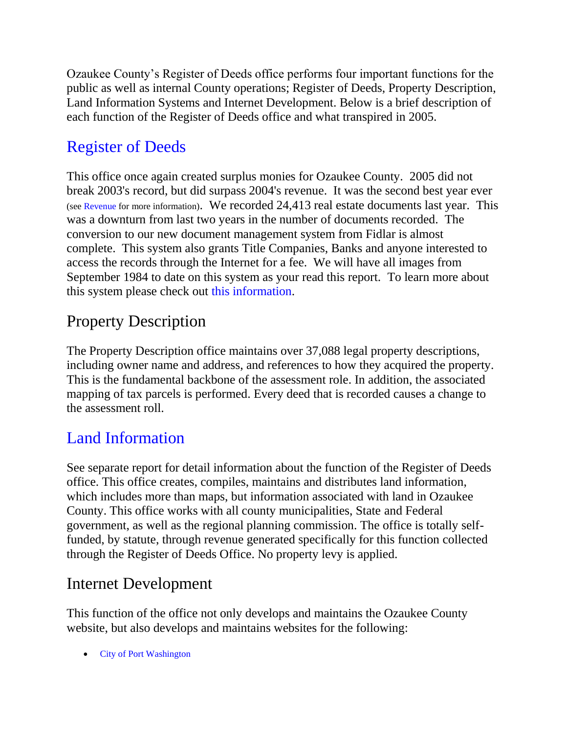Ozaukee County's Register of Deeds office performs four important functions for the public as well as internal County operations; Register of Deeds, Property Description, Land Information Systems and Internet Development. Below is a brief description of each function of the Register of Deeds office and what transpired in 2005.

## Register of Deeds

This office once again created surplus monies for Ozaukee County. 2005 did not break 2003's record, but did surpass 2004's revenue. It was the second best year ever (see Revenue for more information). We recorded 24,413 real estate documents last year. This was a downturn from last two years in the number of documents recorded. The conversion to our new document management system from Fidlar is almost complete. This system also grants Title Companies, Banks and anyone interested to access the records through the Internet for a fee. We will have all images from September 1984 to date on this system as your read this report. To learn more about this system please check out this information.

## Property Description

The Property Description office maintains over 37,088 legal property descriptions, including owner name and address, and references to how they acquired the property. This is the fundamental backbone of the assessment role. In addition, the associated mapping of tax parcels is performed. Every deed that is recorded causes a change to the assessment roll.

## Land Information

See separate report for detail information about the function of the Register of Deeds office. This office creates, compiles, maintains and distributes land information, which includes more than maps, but information associated with land in Ozaukee County. This office works with all county municipalities, State and Federal government, as well as the regional planning commission. The office is totally self-funded, by statute, through revenue generated specifically for this function collected through the Register of Deeds Office. No property levy is applied.

## Internet Development

This function of the office not only develops and maintains the Ozaukee County website, but also develops and maintains websites for the following:

- City of Port Washington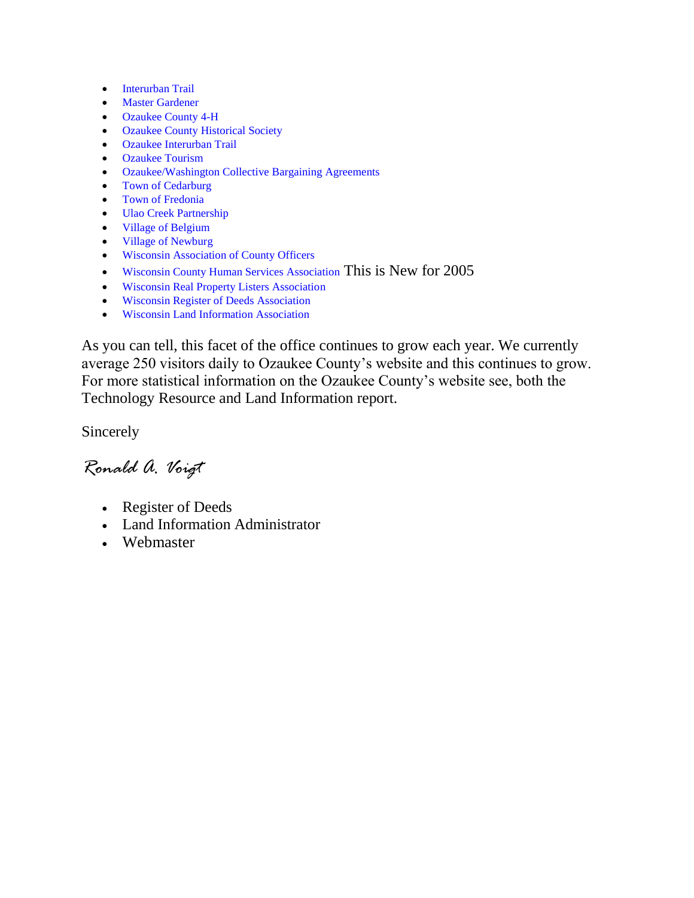- Interurban Trail
- Master Gardener
- Ozaukee County 4-H
- Ozaukee County Historical Society
- Ozaukee Interurban Trail
- Ozaukee Tourism
- Ozaukee/Washington Collective Bargaining Agreements
- Town of Cedarburg
- Town of Fredonia
- Ulao Creek Partnership
- Village of Belgium
- Village of Newburg
- Wisconsin Association of County Officers
- Wisconsin County Human Services Association This is New for 2005
- Wisconsin Real Property Listers Association
- Wisconsin Register of Deeds Association
- Wisconsin Land Information Association

As you can tell, this facet of the office continues to grow each year. We currently average 250 visitors daily to Ozaukee County's website and this continues to grow. For more statistical information on the Ozaukee County's website see, both the Technology Resource and Land Information report.

Sincerely

*Ronald A. Voigt*

- Register of Deeds
- Land Information Administrator
- Webmaster